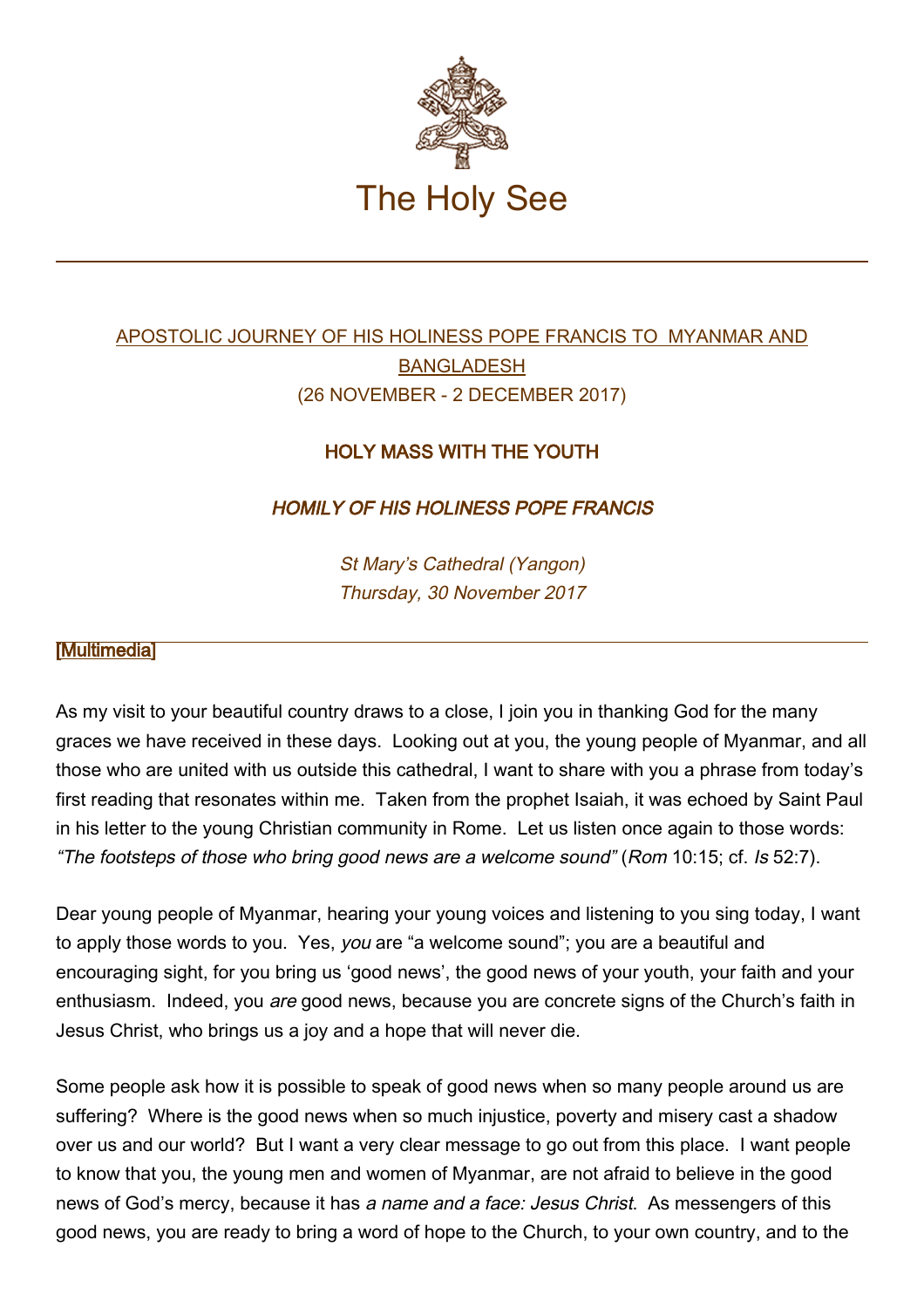# The Holy See

APOSTOLIC JOURNEY OF HIS HOLINESS POPE FRANCIS TO MYANMAR AND BANGLADESH
(26 NOVEMBER - 2 DECEMBER 2017)

## HOLY MASS WITH THE YOUTH

### *HOMILY OF HIS HOLINESS POPE FRANCIS*

*St Mary's Cathedral (Yangon)*
*Thursday, 30 November 2017*

[Multimedia]

As my visit to your beautiful country draws to a close, I join you in thanking God for the many graces we have received in these days. Looking out at you, the young people of Myanmar, and all those who are united with us outside this cathedral, I want to share with you a phrase from today's first reading that resonates within me. Taken from the prophet Isaiah, it was echoed by Saint Paul in his letter to the young Christian community in Rome. Let us listen once again to those words: *"The footsteps of those who bring good news are a welcome sound"* (*Rom* 10:15; cf. *Is* 52:7).

Dear young people of Myanmar, hearing your young voices and listening to you sing today, I want to apply those words to you. Yes, *you* are "a welcome sound"; you are a beautiful and encouraging sight, for you bring us 'good news', the good news of your youth, your faith and your enthusiasm. Indeed, you *are* good news, because you are concrete signs of the Church's faith in Jesus Christ, who brings us a joy and a hope that will never die.

Some people ask how it is possible to speak of good news when so many people around us are suffering? Where is the good news when so much injustice, poverty and misery cast a shadow over us and our world? But I want a very clear message to go out from this place. I want people to know that you, the young men and women of Myanmar, are not afraid to believe in the good news of God's mercy, because it has *a name and a face: Jesus Christ*. As messengers of this good news, you are ready to bring a word of hope to the Church, to your own country, and to the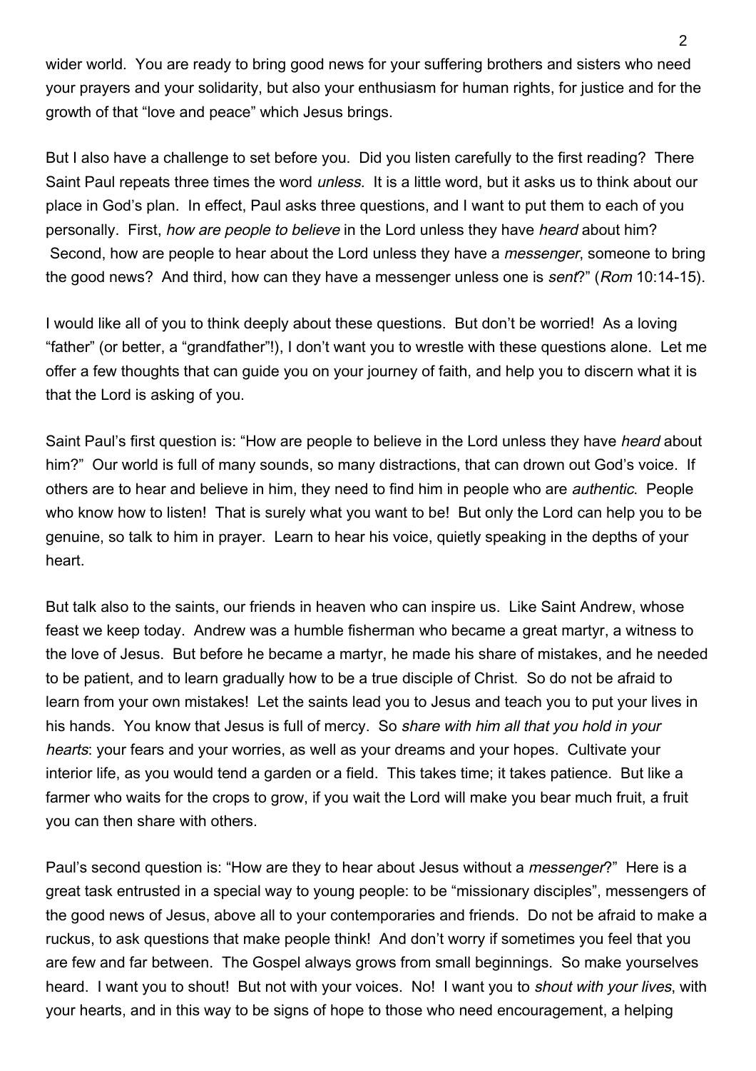wider world. You are ready to bring good news for your suffering brothers and sisters who need your prayers and your solidarity, but also your enthusiasm for human rights, for justice and for the growth of that "love and peace" which Jesus brings.

But I also have a challenge to set before you. Did you listen carefully to the first reading? There Saint Paul repeats three times the word *unless*. It is a little word, but it asks us to think about our place in God's plan. In effect, Paul asks three questions, and I want to put them to each of you personally. First, *how are people to believe* in the Lord unless they have *heard* about him? Second, how are people to hear about the Lord unless they have a *messenger*, someone to bring the good news? And third, how can they have a messenger unless one is *sent*?" (*Rom* 10:14-15).

I would like all of you to think deeply about these questions. But don't be worried! As a loving "father" (or better, a "grandfather"!), I don't want you to wrestle with these questions alone. Let me offer a few thoughts that can guide you on your journey of faith, and help you to discern what it is that the Lord is asking of you.

Saint Paul's first question is: "How are people to believe in the Lord unless they have *heard* about him?" Our world is full of many sounds, so many distractions, that can drown out God's voice. If others are to hear and believe in him, they need to find him in people who are *authentic*. People who know how to listen! That is surely what you want to be! But only the Lord can help you to be genuine, so talk to him in prayer. Learn to hear his voice, quietly speaking in the depths of your heart.

But talk also to the saints, our friends in heaven who can inspire us. Like Saint Andrew, whose feast we keep today. Andrew was a humble fisherman who became a great martyr, a witness to the love of Jesus. But before he became a martyr, he made his share of mistakes, and he needed to be patient, and to learn gradually how to be a true disciple of Christ. So do not be afraid to learn from your own mistakes! Let the saints lead you to Jesus and teach you to put your lives in his hands. You know that Jesus is full of mercy. So *share with him all that you hold in your hearts*: your fears and your worries, as well as your dreams and your hopes. Cultivate your interior life, as you would tend a garden or a field. This takes time; it takes patience. But like a farmer who waits for the crops to grow, if you wait the Lord will make you bear much fruit, a fruit you can then share with others.

Paul's second question is: "How are they to hear about Jesus without a *messenger*?" Here is a great task entrusted in a special way to young people: to be "missionary disciples", messengers of the good news of Jesus, above all to your contemporaries and friends. Do not be afraid to make a ruckus, to ask questions that make people think! And don't worry if sometimes you feel that you are few and far between. The Gospel always grows from small beginnings. So make yourselves heard. I want you to shout! But not with your voices. No! I want you to *shout with your lives*, with your hearts, and in this way to be signs of hope to those who need encouragement, a helping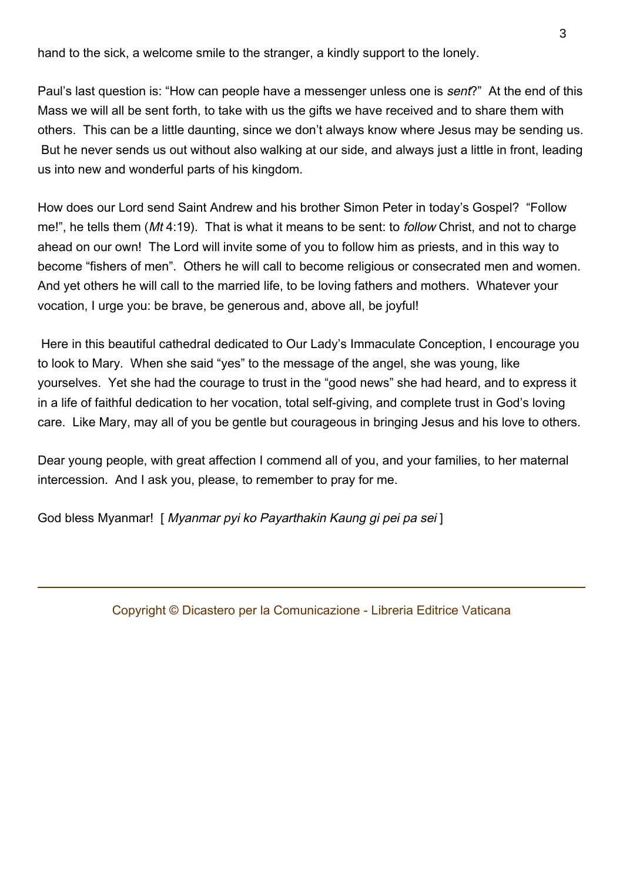hand to the sick, a welcome smile to the stranger, a kindly support to the lonely.

Paul's last question is: "How can people have a messenger unless one is *sent*?" At the end of this Mass we will all be sent forth, to take with us the gifts we have received and to share them with others. This can be a little daunting, since we don't always know where Jesus may be sending us. But he never sends us out without also walking at our side, and always just a little in front, leading us into new and wonderful parts of his kingdom.

How does our Lord send Saint Andrew and his brother Simon Peter in today's Gospel? "Follow me!", he tells them (*Mt* 4:19). That is what it means to be sent: to *follow* Christ, and not to charge ahead on our own! The Lord will invite some of you to follow him as priests, and in this way to become "fishers of men". Others he will call to become religious or consecrated men and women. And yet others he will call to the married life, to be loving fathers and mothers. Whatever your vocation, I urge you: be brave, be generous and, above all, be joyful!

Here in this beautiful cathedral dedicated to Our Lady's Immaculate Conception, I encourage you to look to Mary. When she said "yes" to the message of the angel, she was young, like yourselves. Yet she had the courage to trust in the "good news" she had heard, and to express it in a life of faithful dedication to her vocation, total self-giving, and complete trust in God's loving care. Like Mary, may all of you be gentle but courageous in bringing Jesus and his love to others.

Dear young people, with great affection I commend all of you, and your families, to her maternal intercession. And I ask you, please, to remember to pray for me.

God bless Myanmar! [ *Myanmar pyi ko Payarthakin Kaung gi pei pa sei* ]

---

Copyright © Dicastero per la Comunicazione - Libreria Editrice Vaticana